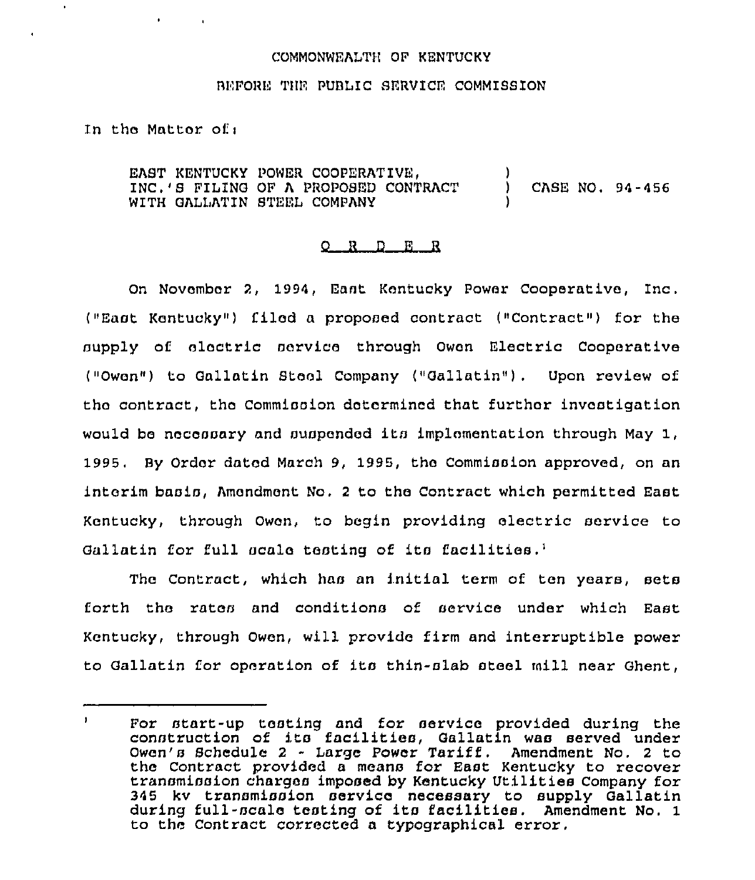COMMONWEALTH OF KENTUCKY

BEFORE THE PUBLIC SERVICE COMMISSION

In the Matter of:

| | | |
|---|---|---|
| EAST KENTUCKY POWER COOPERATIVE, INC.'S FILING OF A PROPOSED CONTRACT WITH GALLATIN STEEL COMPANY | ) ) ) | CASE NO. 94-456 |

# O R D E R

On November 2, 1994, East Kentucky Power Cooperative, Inc. ("East Kentucky") filed a proposed contract ("Contract") for the supply of electric service through Owen Electric Cooperative ("Owen") to Gallatin Steel Company ("Gallatin"). Upon review of the contract, the Commission determined that further investigation would be necessary and suspended its implementation through May 1, 1995. By Order dated March 9, 1995, the Commission approved, on an interim basis, Amendment No. 2 to the Contract which permitted East Kentucky, through Owen, to begin providing electric service to Gallatin for full scale testing of its facilities.[1]

The Contract, which has an initial term of ten years, sets forth the rates and conditions of service under which East Kentucky, through Owen, will provide firm and interruptible power to Gallatin for operation of its thin-slab steel mill near Ghent,

---

[1] For start-up testing and for service provided during the construction of its facilities, Gallatin was served under Owen's Schedule 2 - Large Power Tariff. Amendment No. 2 to the Contract provided a means for East Kentucky to recover transmission charges imposed by Kentucky Utilities Company for 345 kv transmission service necessary to supply Gallatin during full-scale testing of its facilities. Amendment No. 1 to the Contract corrected a typographical error.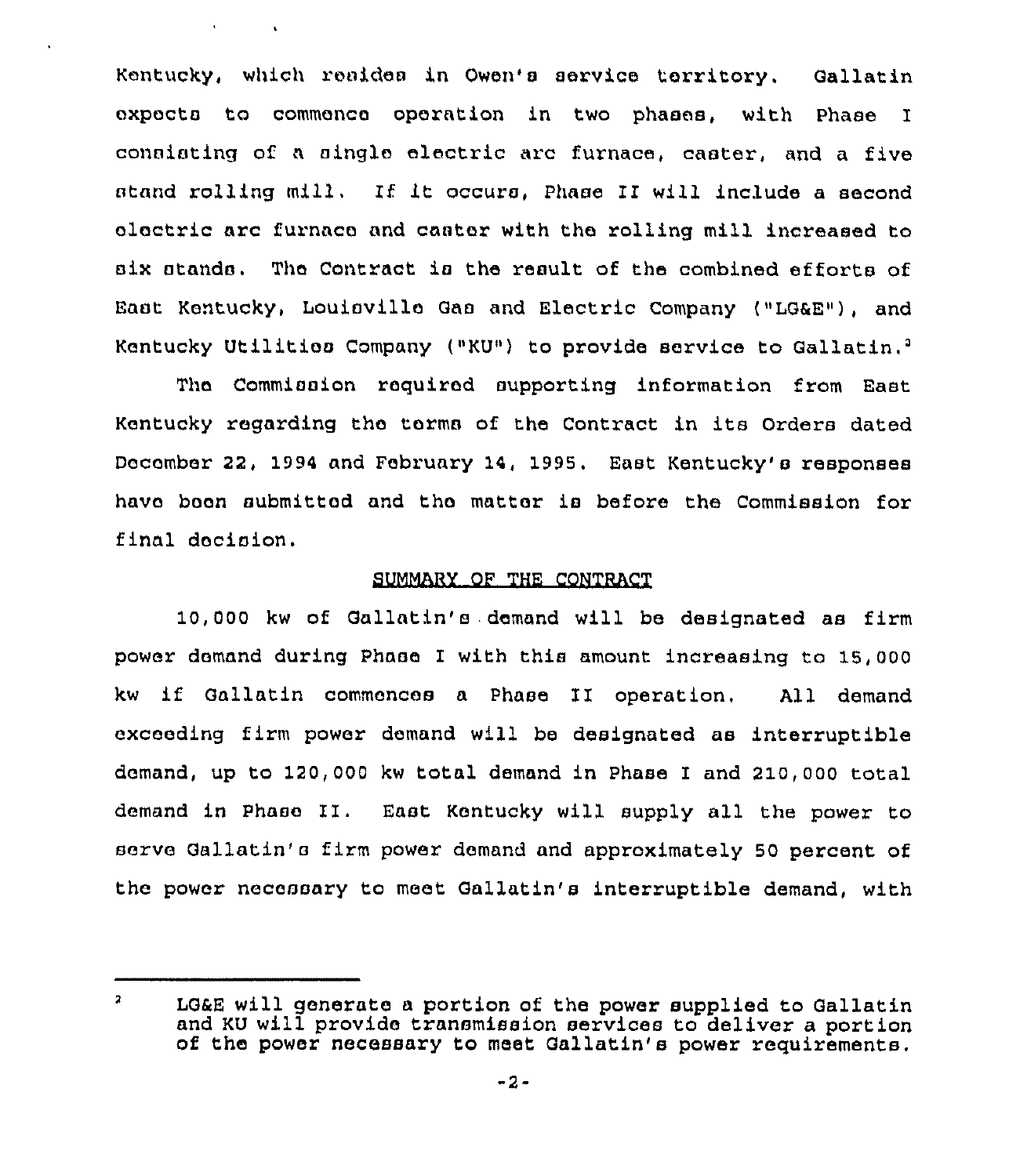Kentucky, which resides in Owen's service territory. Gallatin expects to commence operation in two phases, with Phase I consisting of a single electric arc furnace, caster, and a five stand rolling mill. If it occurs, Phase II will include a second electric arc furnace and caster with the rolling mill increased to six stands. The Contract is the result of the combined efforts of East Kentucky, Louisville Gas and Electric Company ("LG&E"), and Kentucky Utilities Company ("KU") to provide service to Gallatin.[2]

The Commission required supporting information from East Kentucky regarding the terms of the Contract in its Orders dated December 22, 1994 and February 14, 1995. East Kentucky's responses have been submitted and the matter is before the Commission for final decision.

## SUMMARY OF THE CONTRACT

10,000 kw of Gallatin's demand will be designated as firm power demand during Phase I with this amount increasing to 15,000 kw if Gallatin commences a Phase II operation. All demand exceeding firm power demand will be designated as interruptible demand, up to 120,000 kw total demand in Phase I and 210,000 total demand in Phase II. East Kentucky will supply all the power to serve Gallatin's firm power demand and approximately 50 percent of the power necessary to meet Gallatin's interruptible demand, with

[2] LG&E will generate a portion of the power supplied to Gallatin and KU will provide transmission services to deliver a portion of the power necessary to meet Gallatin's power requirements.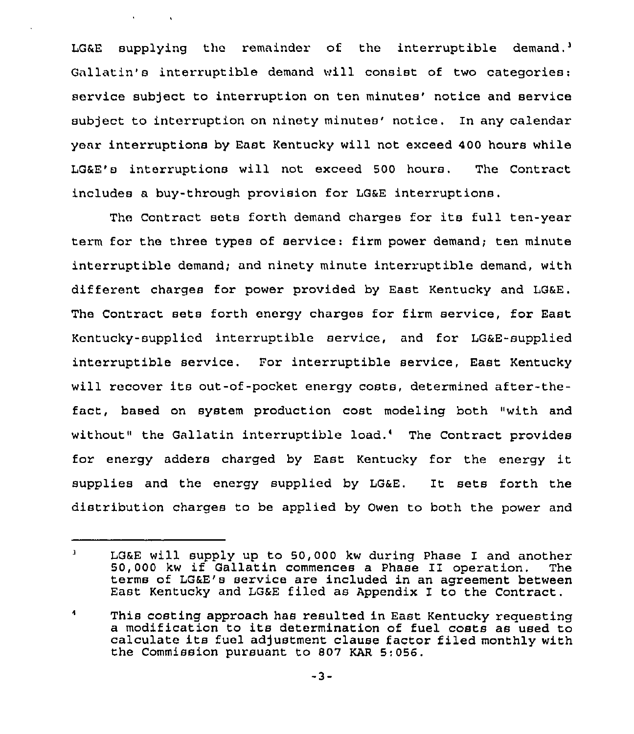LG&E supplying the remainder of the interruptible demand.[3] Gallatin's interruptible demand will consist of two categories: service subject to interruption on ten minutes' notice and service subject to interruption on ninety minutes' notice. In any calendar year interruptions by East Kentucky will not exceed 400 hours while LG&E's interruptions will not exceed 500 hours. The Contract includes a buy-through provision for LG&E interruptions.

The Contract sets forth demand charges for its full ten-year term for the three types of service: firm power demand; ten minute interruptible demand; and ninety minute interruptible demand, with different charges for power provided by East Kentucky and LG&E. The Contract sets forth energy charges for firm service, for East Kentucky-supplied interruptible service, and for LG&E-supplied interruptible service. For interruptible service, East Kentucky will recover its out-of-pocket energy costs, determined after-the-fact, based on system production cost modeling both "with and without" the Gallatin interruptible load.[4] The Contract provides for energy adders charged by East Kentucky for the energy it supplies and the energy supplied by LG&E. It sets forth the distribution charges to be applied by Owen to both the power and

---

[3] LG&E will supply up to 50,000 kw during Phase I and another 50,000 kw if Gallatin commences a Phase II operation. The terms of LG&E's service are included in an agreement between East Kentucky and LG&E filed as Appendix I to the Contract.

[4] This costing approach has resulted in East Kentucky requesting a modification to its determination of fuel costs as used to calculate its fuel adjustment clause factor filed monthly with the Commission pursuant to 807 KAR 5:056.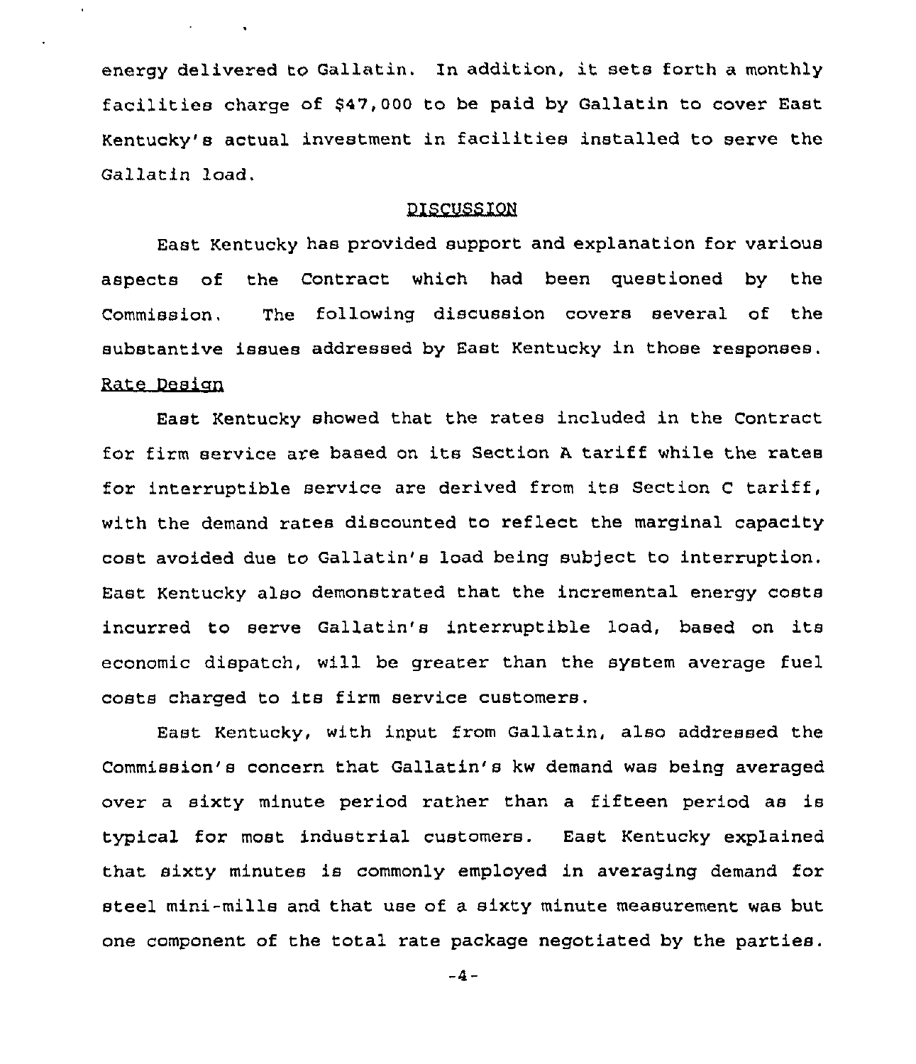energy delivered to Gallatin. In addition, it sets forth a monthly facilities charge of $47,000 to be paid by Gallatin to cover East Kentucky's actual investment in facilities installed to serve the Gallatin load.

## DISCUSSION

East Kentucky has provided support and explanation for various aspects of the Contract which had been questioned by the Commission. The following discussion covers several of the substantive issues addressed by East Kentucky in those responses.

### Rate Design

East Kentucky showed that the rates included in the Contract for firm service are based on its Section A tariff while the rates for interruptible service are derived from its Section C tariff, with the demand rates discounted to reflect the marginal capacity cost avoided due to Gallatin's load being subject to interruption. East Kentucky also demonstrated that the incremental energy costs incurred to serve Gallatin's interruptible load, based on its economic dispatch, will be greater than the system average fuel costs charged to its firm service customers.

East Kentucky, with input from Gallatin, also addressed the Commission's concern that Gallatin's kw demand was being averaged over a sixty minute period rather than a fifteen period as is typical for most industrial customers. East Kentucky explained that sixty minutes is commonly employed in averaging demand for steel mini-mills and that use of a sixty minute measurement was but one component of the total rate package negotiated by the parties.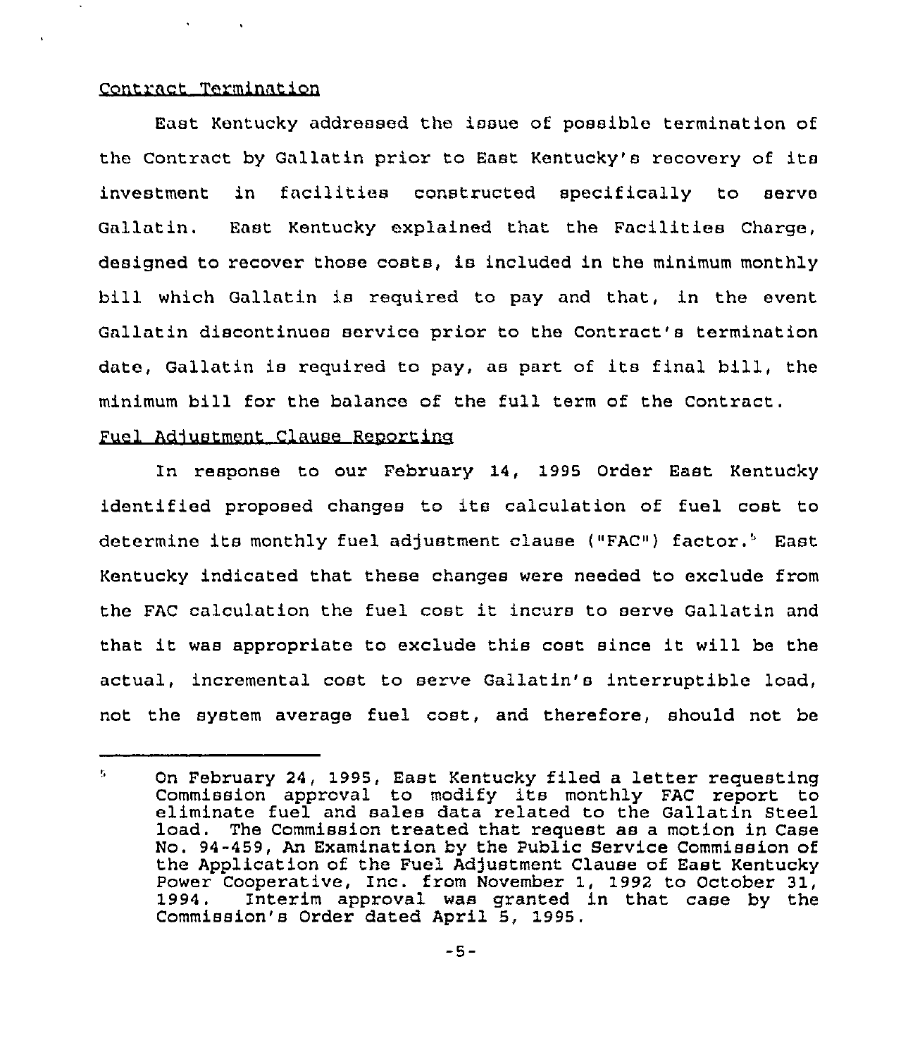Contract Termination

East Kentucky addressed the issue of possible termination of the Contract by Gallatin prior to East Kentucky's recovery of its investment in facilities constructed specifically to serve Gallatin. East Kentucky explained that the Facilities Charge, designed to recover those costs, is included in the minimum monthly bill which Gallatin is required to pay and that, in the event Gallatin discontinues service prior to the Contract's termination date, Gallatin is required to pay, as part of its final bill, the minimum bill for the balance of the full term of the Contract.

Fuel Adjustment Clause Reporting

In response to our February 14, 1995 Order East Kentucky identified proposed changes to its calculation of fuel cost to determine its monthly fuel adjustment clause ("FAC") factor.[5] East Kentucky indicated that these changes were needed to exclude from the FAC calculation the fuel cost it incurs to serve Gallatin and that it was appropriate to exclude this cost since it will be the actual, incremental cost to serve Gallatin's interruptible load, not the system average fuel cost, and therefore, should not be

[5] On February 24, 1995, East Kentucky filed a letter requesting Commission approval to modify its monthly FAC report to eliminate fuel and sales data related to the Gallatin Steel load. The Commission treated that request as a motion in Case No. 94-459, An Examination by the Public Service Commission of the Application of the Fuel Adjustment Clause of East Kentucky Power Cooperative, Inc. from November 1, 1992 to October 31, 1994. Interim approval was granted in that case by the Commission's Order dated April 5, 1995.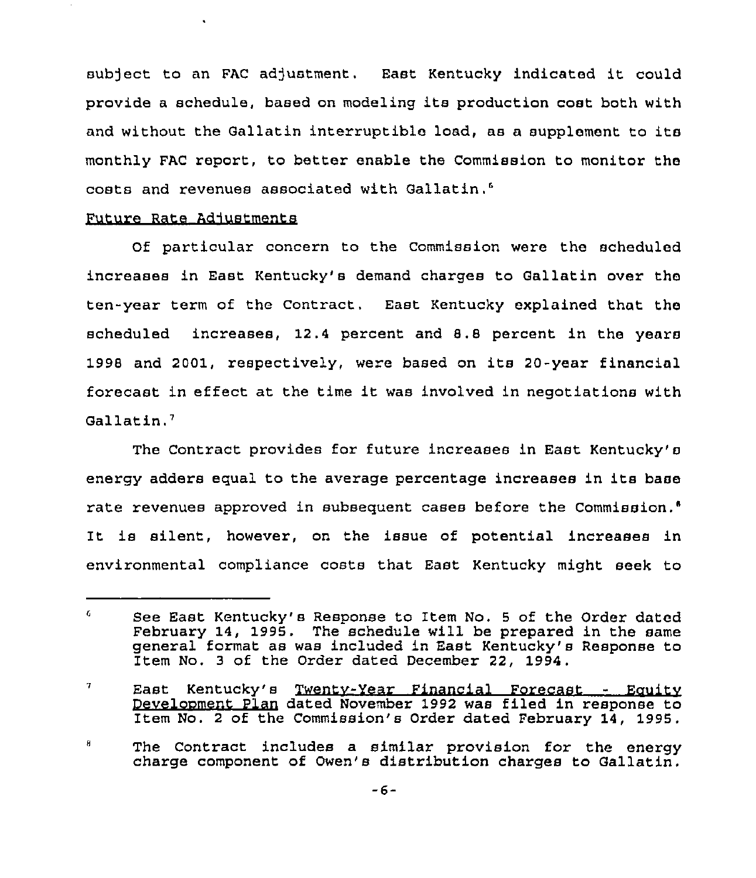subject to an FAC adjustment. East Kentucky indicated it could provide a schedule, based on modeling its production cost both with and without the Gallatin interruptible load, as a supplement to its monthly FAC report, to better enable the Commission to monitor the costs and revenues associated with Gallatin.[6]

Future Rate Adjustments

Of particular concern to the Commission were the scheduled increases in East Kentucky's demand charges to Gallatin over the ten-year term of the Contract. East Kentucky explained that the scheduled increases, 12.4 percent and 8.8 percent in the years 1998 and 2001, respectively, were based on its 20-year financial forecast in effect at the time it was involved in negotiations with Gallatin.[7]

The Contract provides for future increases in East Kentucky's energy adders equal to the average percentage increases in its base rate revenues approved in subsequent cases before the Commission.[8] It is silent, however, on the issue of potential increases in environmental compliance costs that East Kentucky might seek to

---

[6] See East Kentucky's Response to Item No. 5 of the Order dated February 14, 1995. The schedule will be prepared in the same general format as was included in East Kentucky's Response to Item No. 3 of the Order dated December 22, 1994.

[7] East Kentucky's Twenty-Year Financial Forecast - Equity Development Plan dated November 1992 was filed in response to Item No. 2 of the Commission's Order dated February 14, 1995.

[8] The Contract includes a similar provision for the energy charge component of Owen's distribution charges to Gallatin.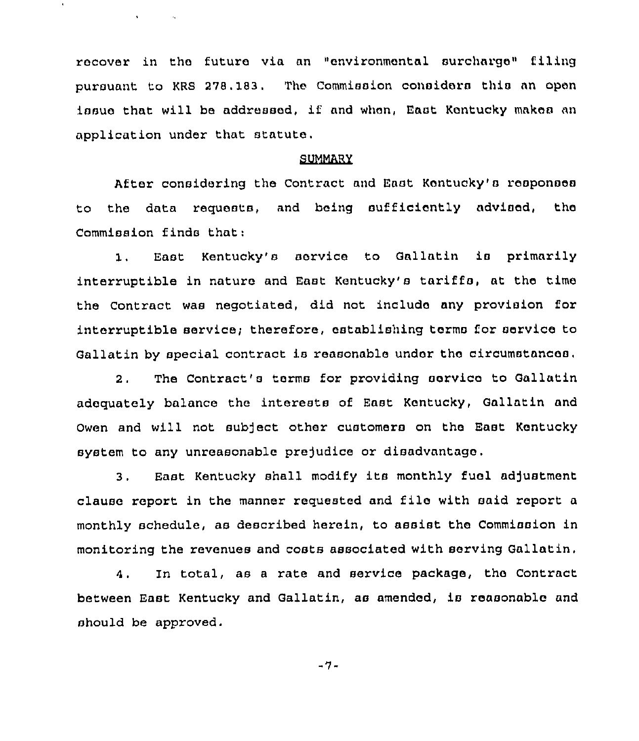recover in the future via an "environmental surcharge" filing pursuant to KRS 278.183. The Commission considers this an open issue that will be addressed, if and when, East Kentucky makes an application under that statute.

## SUMMARY

After considering the Contract and East Kentucky's responses to the data requests, and being sufficiently advised, the Commission finds that:

1. East Kentucky's service to Gallatin is primarily interruptible in nature and East Kentucky's tariffs, at the time the Contract was negotiated, did not include any provision for interruptible service; therefore, establishing terms for service to Gallatin by special contract is reasonable under the circumstances.

2. The Contract's terms for providing service to Gallatin adequately balance the interests of East Kentucky, Gallatin and Owen and will not subject other customers on the East Kentucky system to any unreasonable prejudice or disadvantage.

3. East Kentucky shall modify its monthly fuel adjustment clause report in the manner requested and file with said report a monthly schedule, as described herein, to assist the Commission in monitoring the revenues and costs associated with serving Gallatin.

4. In total, as a rate and service package, the Contract between East Kentucky and Gallatin, as amended, is reasonable and should be approved.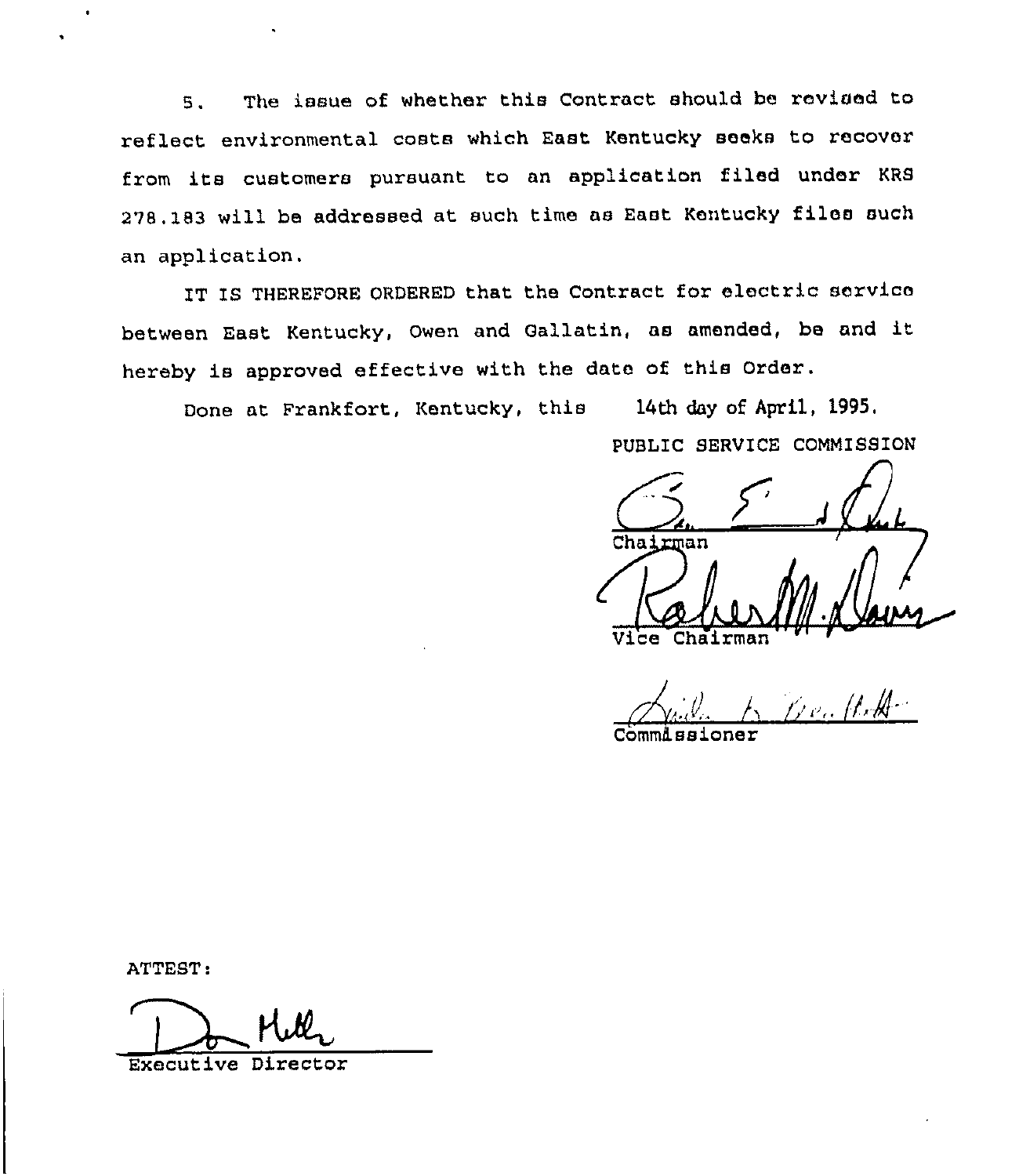5. The issue of whether this Contract should be revised to reflect environmental costs which East Kentucky seeks to recover from its customers pursuant to an application filed under KRS 278.183 will be addressed at such time as East Kentucky files such an application.

IT IS THEREFORE ORDERED that the Contract for electric service between East Kentucky, Owen and Gallatin, as amended, be and it hereby is approved effective with the date of this Order.

Done at Frankfort, Kentucky, this 14th day of April, 1995.

PUBLIC SERVICE COMMISSION

Chairman

Vice Chairman

Commissioner

ATTEST:

Executive Director